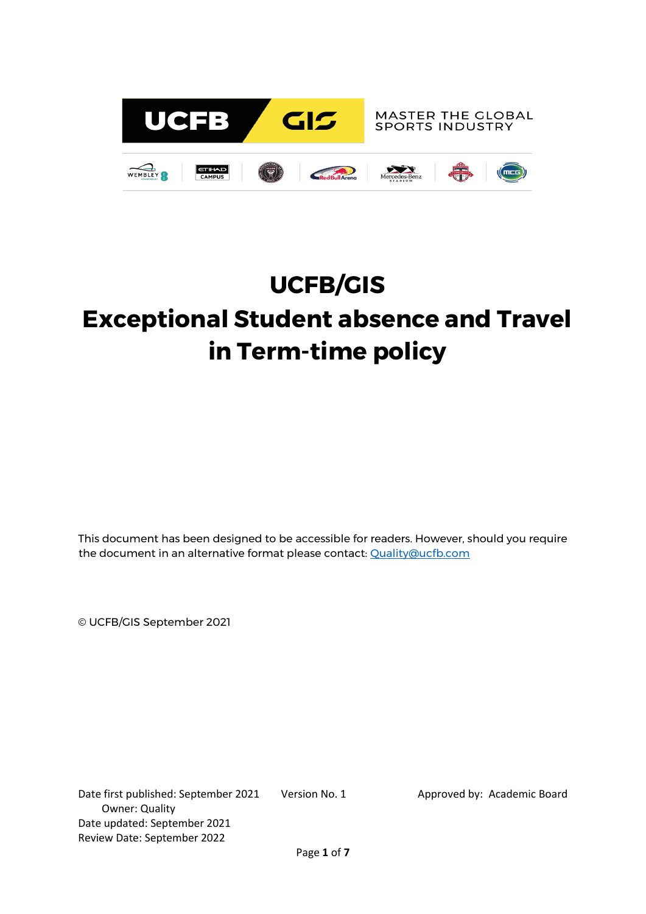# UCFB/GIS

# Exceptional Student absence and Travel in Term-time policy

This document has been designed to be accessible for readers. However, should you require the document in an alternative format please contact: [Quality@ucfb.com](mailto:Quality@ucfb.com)

© UCFB/GIS September 2021

Date first published: September 2021 Version No. 1 Approved by: Academic Board
Owner: Quality
Date updated: September 2021
Review Date: September 2022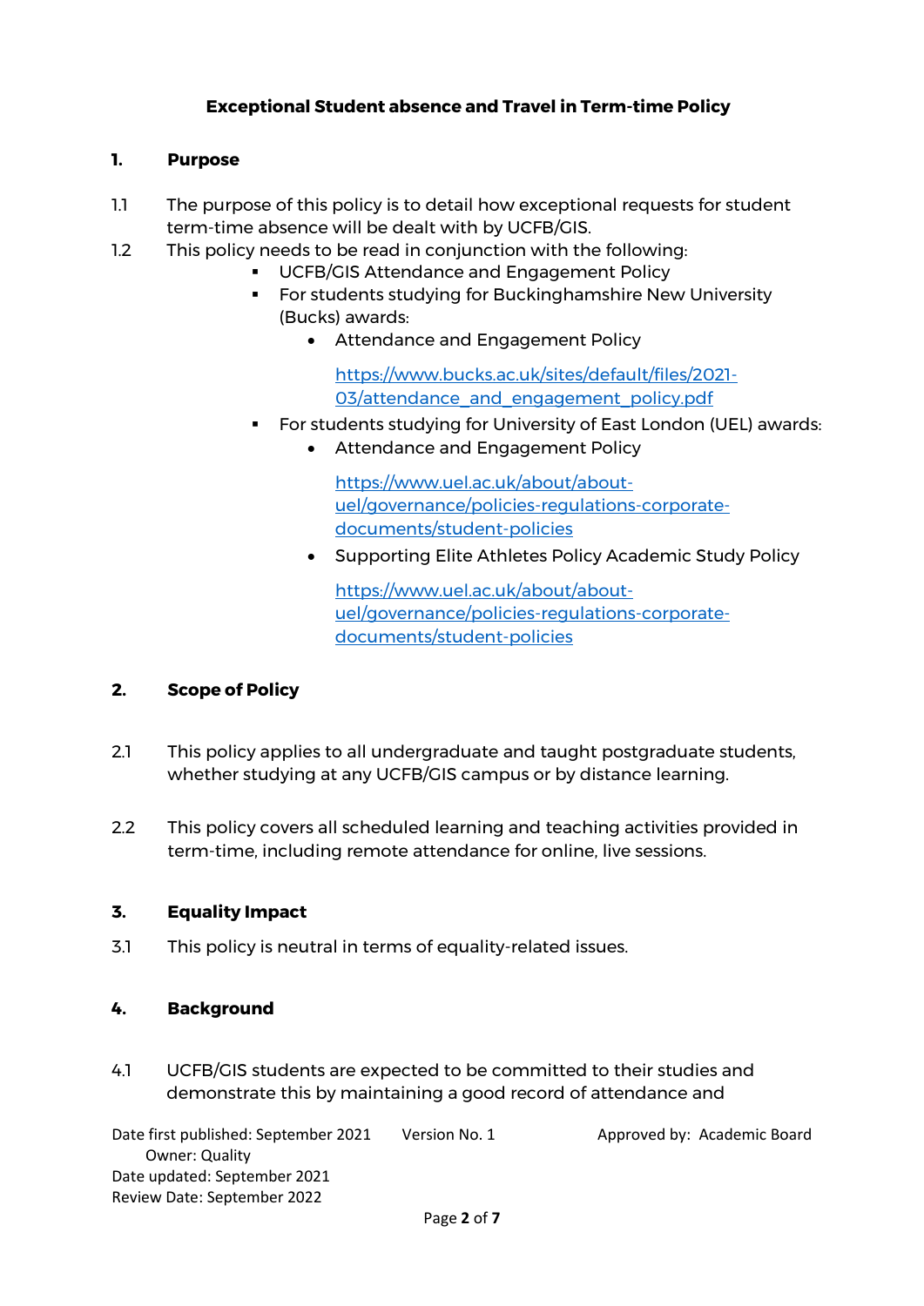**Exceptional Student absence and Travel in Term-time Policy**

## 1. Purpose

1.1 The purpose of this policy is to detail how exceptional requests for student term-time absence will be dealt with by UCFB/GIS.

1.2 This policy needs to be read in conjunction with the following:

- UCFB/GIS Attendance and Engagement Policy
- For students studying for Buckinghamshire New University (Bucks) awards:
    - Attendance and Engagement Policy

      https://www.bucks.ac.uk/sites/default/files/2021-03/attendance_and_engagement_policy.pdf
- For students studying for University of East London (UEL) awards:
    - Attendance and Engagement Policy

      https://www.uel.ac.uk/about/about-uel/governance/policies-regulations-corporate-documents/student-policies
    - Supporting Elite Athletes Policy Academic Study Policy

      https://www.uel.ac.uk/about/about-uel/governance/policies-regulations-corporate-documents/student-policies

## 2. Scope of Policy

2.1 This policy applies to all undergraduate and taught postgraduate students, whether studying at any UCFB/GIS campus or by distance learning.

2.2 This policy covers all scheduled learning and teaching activities provided in term-time, including remote attendance for online, live sessions.

## 3. Equality Impact

3.1 This policy is neutral in terms of equality-related issues.

## 4. Background

4.1 UCFB/GIS students are expected to be committed to their studies and demonstrate this by maintaining a good record of attendance and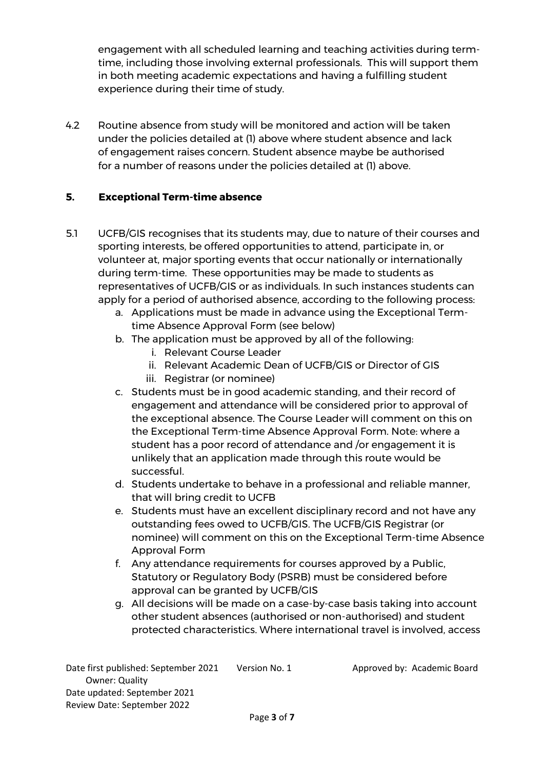engagement with all scheduled learning and teaching activities during term-time, including those involving external professionals. This will support them in both meeting academic expectations and having a fulfilling student experience during their time of study.

4.2 Routine absence from study will be monitored and action will be taken under the policies detailed at (1) above where student absence and lack of engagement raises concern. Student absence maybe be authorised for a number of reasons under the policies detailed at (1) above.

## 5. Exceptional Term-time absence

5.1 UCFB/GIS recognises that its students may, due to nature of their courses and sporting interests, be offered opportunities to attend, participate in, or volunteer at, major sporting events that occur nationally or internationally during term-time. These opportunities may be made to students as representatives of UCFB/GIS or as individuals. In such instances students can apply for a period of authorised absence, according to the following process:

a. Applications must be made in advance using the Exceptional Term-time Absence Approval Form (see below)
b. The application must be approved by all of the following:
    i. Relevant Course Leader
    ii. Relevant Academic Dean of UCFB/GIS or Director of GIS
    iii. Registrar (or nominee)
c. Students must be in good academic standing, and their record of engagement and attendance will be considered prior to approval of the exceptional absence. The Course Leader will comment on this on the Exceptional Term-time Absence Approval Form. Note: where a student has a poor record of attendance and /or engagement it is unlikely that an application made through this route would be successful.
d. Students undertake to behave in a professional and reliable manner, that will bring credit to UCFB
e. Students must have an excellent disciplinary record and not have any outstanding fees owed to UCFB/GIS. The UCFB/GIS Registrar (or nominee) will comment on this on the Exceptional Term-time Absence Approval Form
f. Any attendance requirements for courses approved by a Public, Statutory or Regulatory Body (PSRB) must be considered before approval can be granted by UCFB/GIS
g. All decisions will be made on a case-by-case basis taking into account other student absences (authorised or non-authorised) and student protected characteristics. Where international travel is involved, access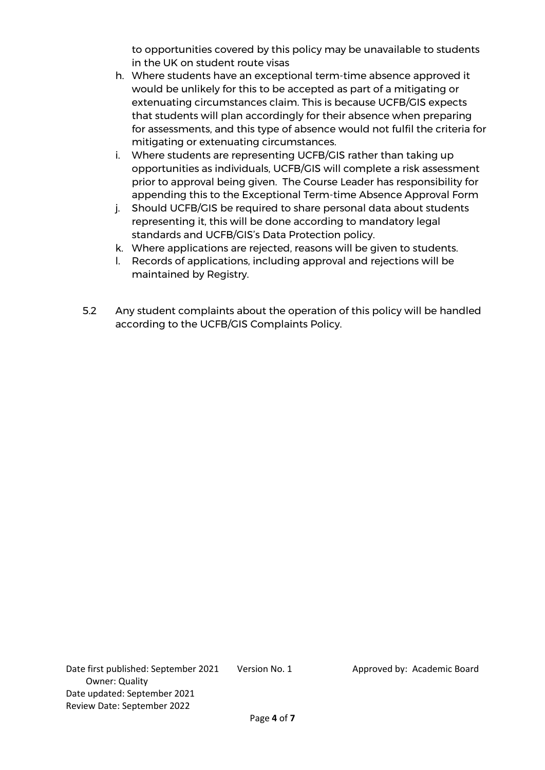to opportunities covered by this policy may be unavailable to students in the UK on student route visas

h. Where students have an exceptional term-time absence approved it would be unlikely for this to be accepted as part of a mitigating or extenuating circumstances claim. This is because UCFB/GIS expects that students will plan accordingly for their absence when preparing for assessments, and this type of absence would not fulfil the criteria for mitigating or extenuating circumstances.
i. Where students are representing UCFB/GIS rather than taking up opportunities as individuals, UCFB/GIS will complete a risk assessment prior to approval being given. The Course Leader has responsibility for appending this to the Exceptional Term-time Absence Approval Form
j. Should UCFB/GIS be required to share personal data about students representing it, this will be done according to mandatory legal standards and UCFB/GIS's Data Protection policy.
k. Where applications are rejected, reasons will be given to students.
l. Records of applications, including approval and rejections will be maintained by Registry.

5.2 Any student complaints about the operation of this policy will be handled according to the UCFB/GIS Complaints Policy.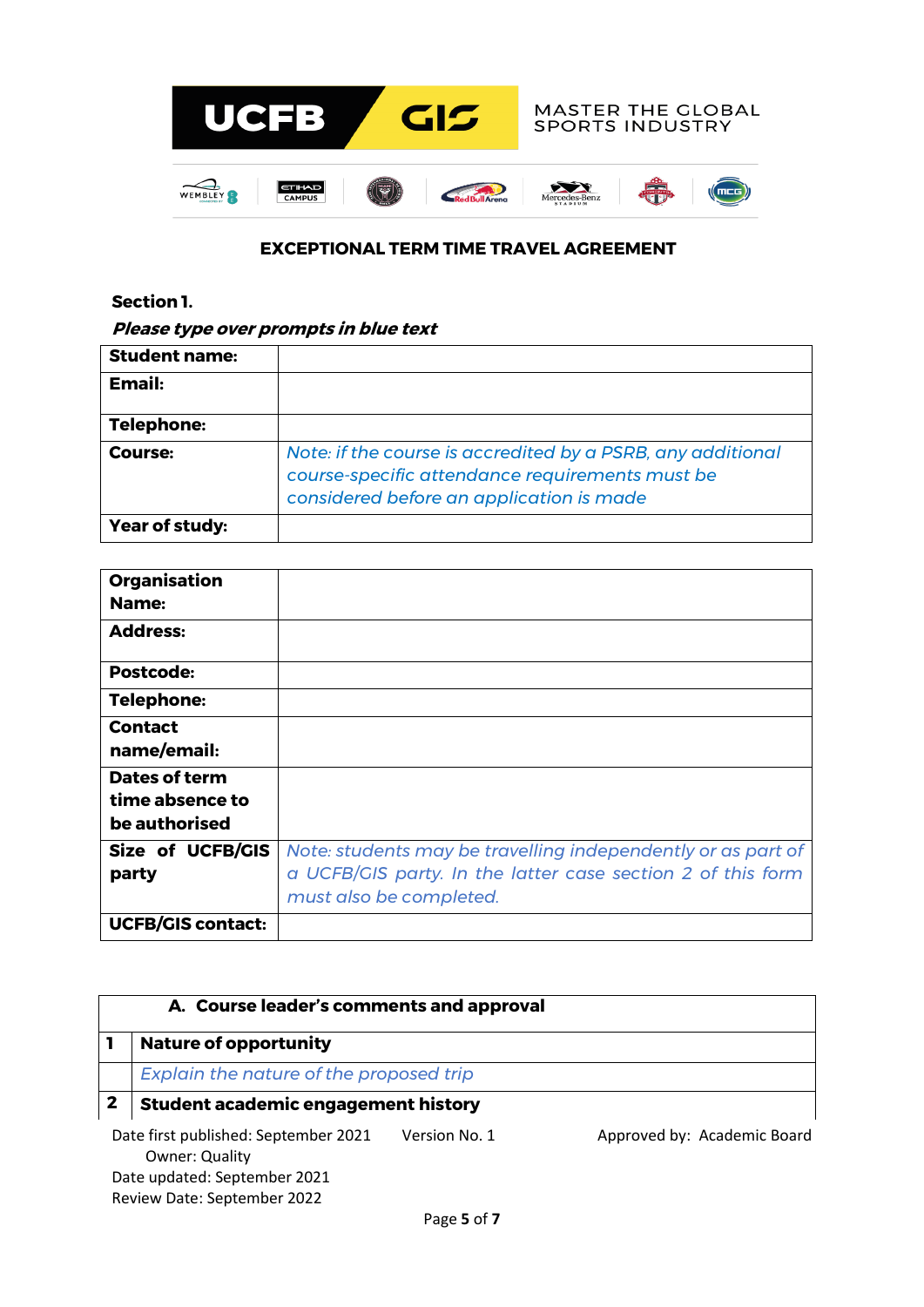## EXCEPTIONAL TERM TIME TRAVEL AGREEMENT

**Section 1.**

***Please type over prompts in blue text***

| | |
|---|---|
| **Student name:** | |
| **Email:** | |
| **Telephone:** | |
| **Course:** | *Note: if the course is accredited by a PSRB, any additional course-specific attendance requirements must be considered before an application is made* |
| **Year of study:** | |

| | |
|---|---|
| **Organisation Name:** | |
| **Address:** | |
| **Postcode:** | |
| **Telephone:** | |
| **Contact name/email:** | |
| **Dates of term time absence to be authorised** | |
| **Size of UCFB/GIS party** | *Note: students may be travelling independently or as part of a UCFB/GIS party. In the latter case section 2 of this form must also be completed.* |
| **UCFB/GIS contact:** | |

| | **A. Course leader's comments and approval** |
|---|---|
| **1** | **Nature of opportunity** |
| | *Explain the nature of the proposed trip* |
| **2** | **Student academic engagement history** |

Date first published: September 2021 Version No. 1 Approved by: Academic Board
Owner: Quality
Date updated: September 2021
Review Date: September 2022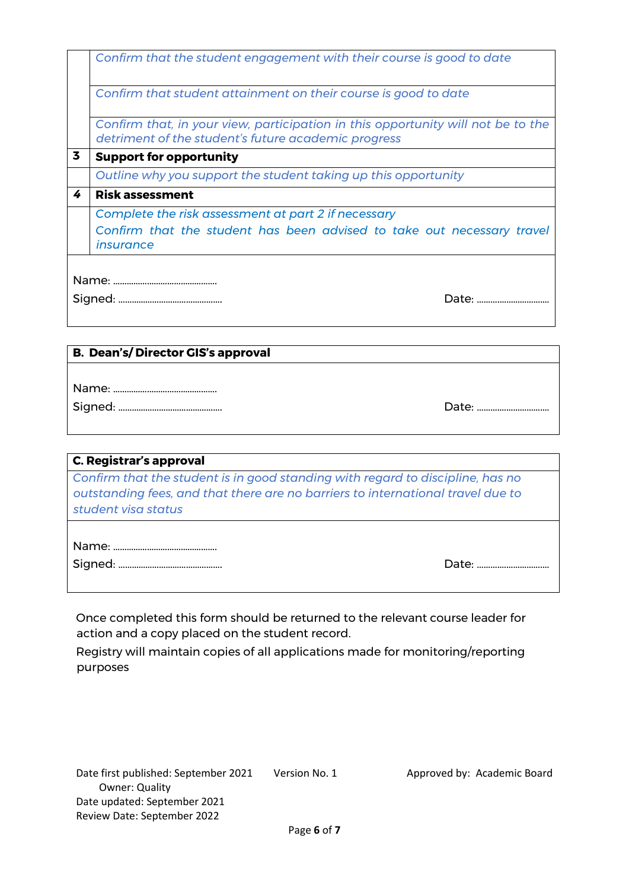| | |
|---|---|
| | *Confirm that the student engagement with their course is good to date* |
| | *Confirm that student attainment on their course is good to date* |
| | *Confirm that, in your view, participation in this opportunity will not be to the detriment of the student's future academic progress* |
| **3** | **Support for opportunity** |
| | *Outline why you support the student taking up this opportunity* |
| **4** | **Risk assessment** |
| | *Complete the risk assessment at part 2 if necessary* <br> *Confirm that the student has been advised to take out necessary travel insurance* |

Name: ..............................................
Signed: .............................................. Date: ................................

| **B. Dean's/ Director GIS's approval** |
|---|
| Name: .............................................. <br> Signed: .............................................. Date: ................................ |

| **C. Registrar's approval** |
|---|
| *Confirm that the student is in good standing with regard to discipline, has no outstanding fees, and that there are no barriers to international travel due to student visa status* |
| Name: .............................................. <br> Signed: .............................................. Date: ................................ |

Once completed this form should be returned to the relevant course leader for action and a copy placed on the student record.

Registry will maintain copies of all applications made for monitoring/reporting purposes

Date first published: September 2021 Version No. 1 Approved by: Academic Board
Owner: Quality
Date updated: September 2021
Review Date: September 2022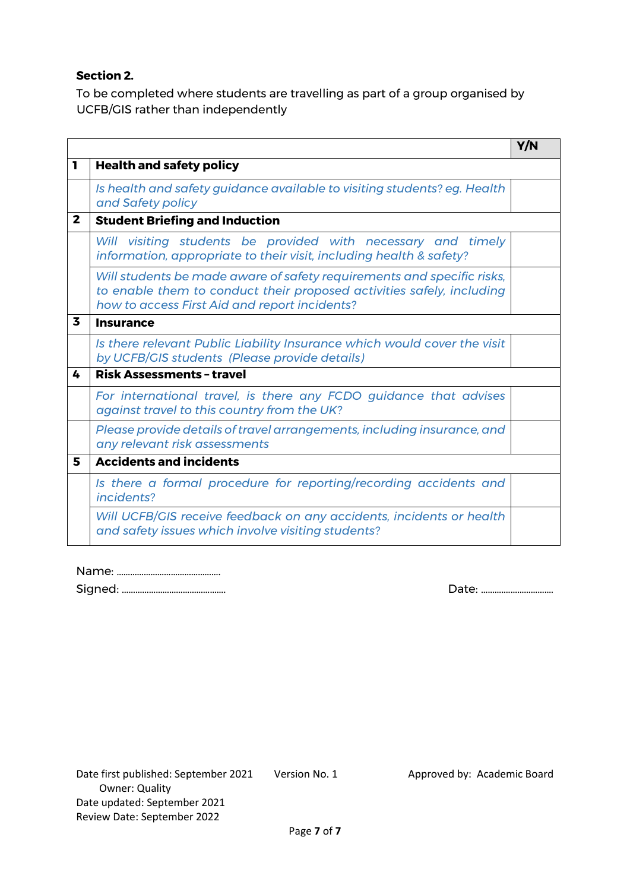**Section 2.**

To be completed where students are travelling as part of a group organised by UCFB/GIS rather than independently

| | | Y/N |
|---|---|---|
| **1** | **Health and safety policy** | |
| | *Is health and safety guidance available to visiting students? eg. Health and Safety policy* | |
| **2** | **Student Briefing and Induction** | |
| | *Will visiting students be provided with necessary and timely information, appropriate to their visit, including health & safety?* | |
| | *Will students be made aware of safety requirements and specific risks, to enable them to conduct their proposed activities safely, including how to access First Aid and report incidents?* | |
| **3** | **Insurance** | |
| | *Is there relevant Public Liability Insurance which would cover the visit by UCFB/GIS students (Please provide details)* | |
| **4** | **Risk Assessments – travel** | |
| | *For international travel, is there any FCDO guidance that advises against travel to this country from the UK?* | |
| | *Please provide details of travel arrangements, including insurance, and any relevant risk assessments* | |
| **5** | **Accidents and incidents** | |
| | *Is there a formal procedure for reporting/recording accidents and incidents?* | |
| | *Will UCFB/GIS receive feedback on any accidents, incidents or health and safety issues which involve visiting students?* | |

Name: ...............................................

Signed: ............................................... Date: ...............................

Date first published: September 2021 Version No. 1 Approved by: Academic Board
Owner: Quality
Date updated: September 2021
Review Date: September 2022